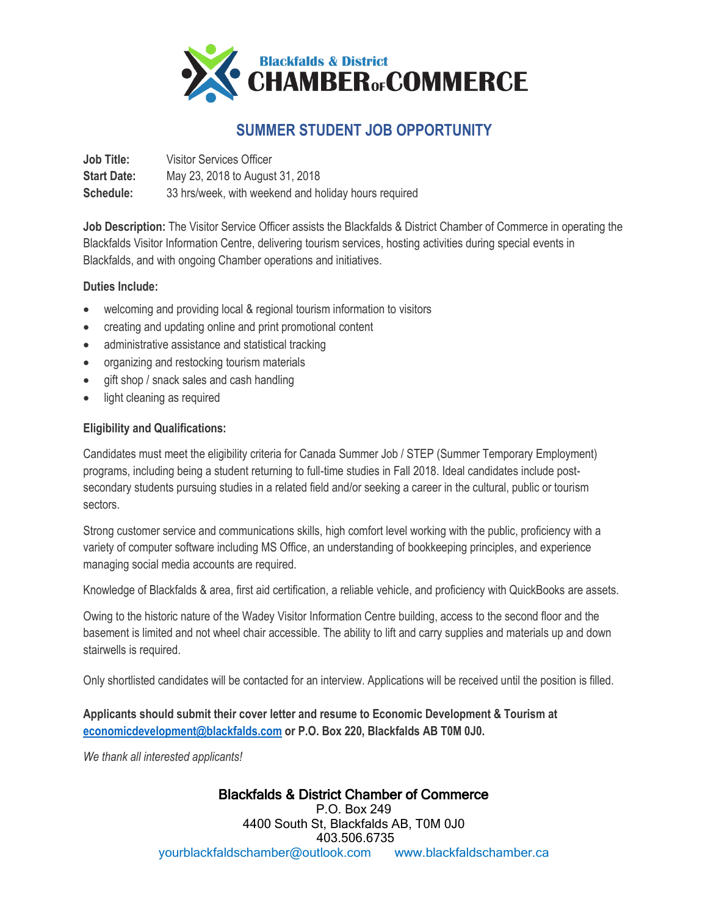Blackfalds & District
# CHAMBER OF COMMERCE

## SUMMER STUDENT JOB OPPORTUNITY

**Job Title:** Visitor Services Officer
**Start Date:** May 23, 2018 to August 31, 2018
**Schedule:** 33 hrs/week, with weekend and holiday hours required

**Job Description:** The Visitor Service Officer assists the Blackfalds & District Chamber of Commerce in operating the Blackfalds Visitor Information Centre, delivering tourism services, hosting activities during special events in Blackfalds, and with ongoing Chamber operations and initiatives.

**Duties Include:**

- welcoming and providing local & regional tourism information to visitors
- creating and updating online and print promotional content
- administrative assistance and statistical tracking
- organizing and restocking tourism materials
- gift shop / snack sales and cash handling
- light cleaning as required

**Eligibility and Qualifications:**

Candidates must meet the eligibility criteria for Canada Summer Job / STEP (Summer Temporary Employment) programs, including being a student returning to full-time studies in Fall 2018. Ideal candidates include post-secondary students pursuing studies in a related field and/or seeking a career in the cultural, public or tourism sectors.

Strong customer service and communications skills, high comfort level working with the public, proficiency with a variety of computer software including MS Office, an understanding of bookkeeping principles, and experience managing social media accounts are required.

Knowledge of Blackfalds & area, first aid certification, a reliable vehicle, and proficiency with QuickBooks are assets.

Owing to the historic nature of the Wadey Visitor Information Centre building, access to the second floor and the basement is limited and not wheel chair accessible. The ability to lift and carry supplies and materials up and down stairwells is required.

Only shortlisted candidates will be contacted for an interview. Applications will be received until the position is filled.

**Applicants should submit their cover letter and resume to Economic Development & Tourism at [economicdevelopment@blackfalds.com](mailto:economicdevelopment@blackfalds.com) or P.O. Box 220, Blackfalds AB T0M 0J0.**

*We thank all interested applicants!*

Blackfalds & District Chamber of Commerce
P.O. Box 249
4400 South St, Blackfalds AB, T0M 0J0
403.506.6735
yourblackfaldschamber@outlook.com www.blackfaldschamber.ca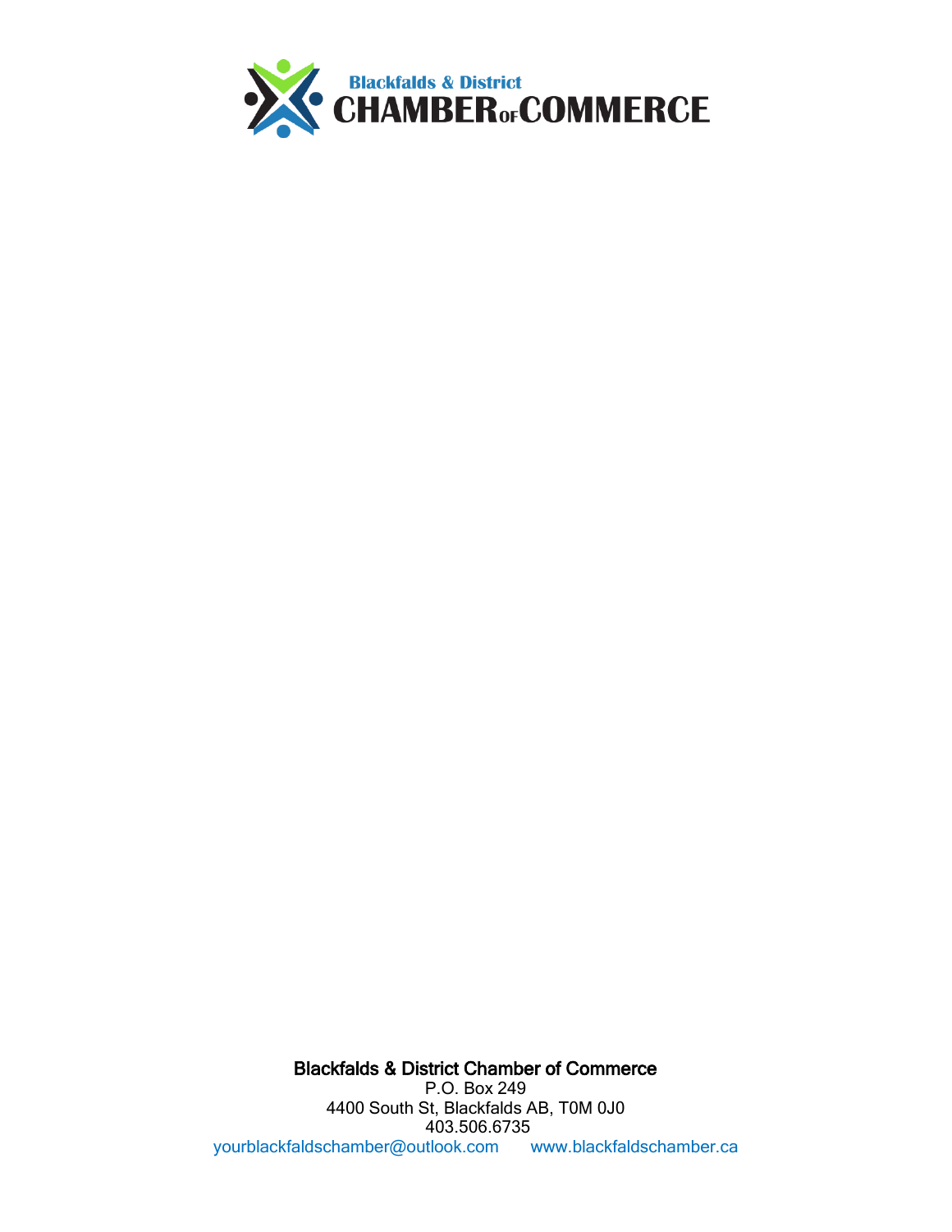Blackfalds & District
CHAMBER OF COMMERCE

**Blackfalds & District Chamber of Commerce**
P.O. Box 249
4400 South St, Blackfalds AB, T0M 0J0
403.506.6735
yourblackfaldschamber@outlook.com www.blackfaldschamber.ca